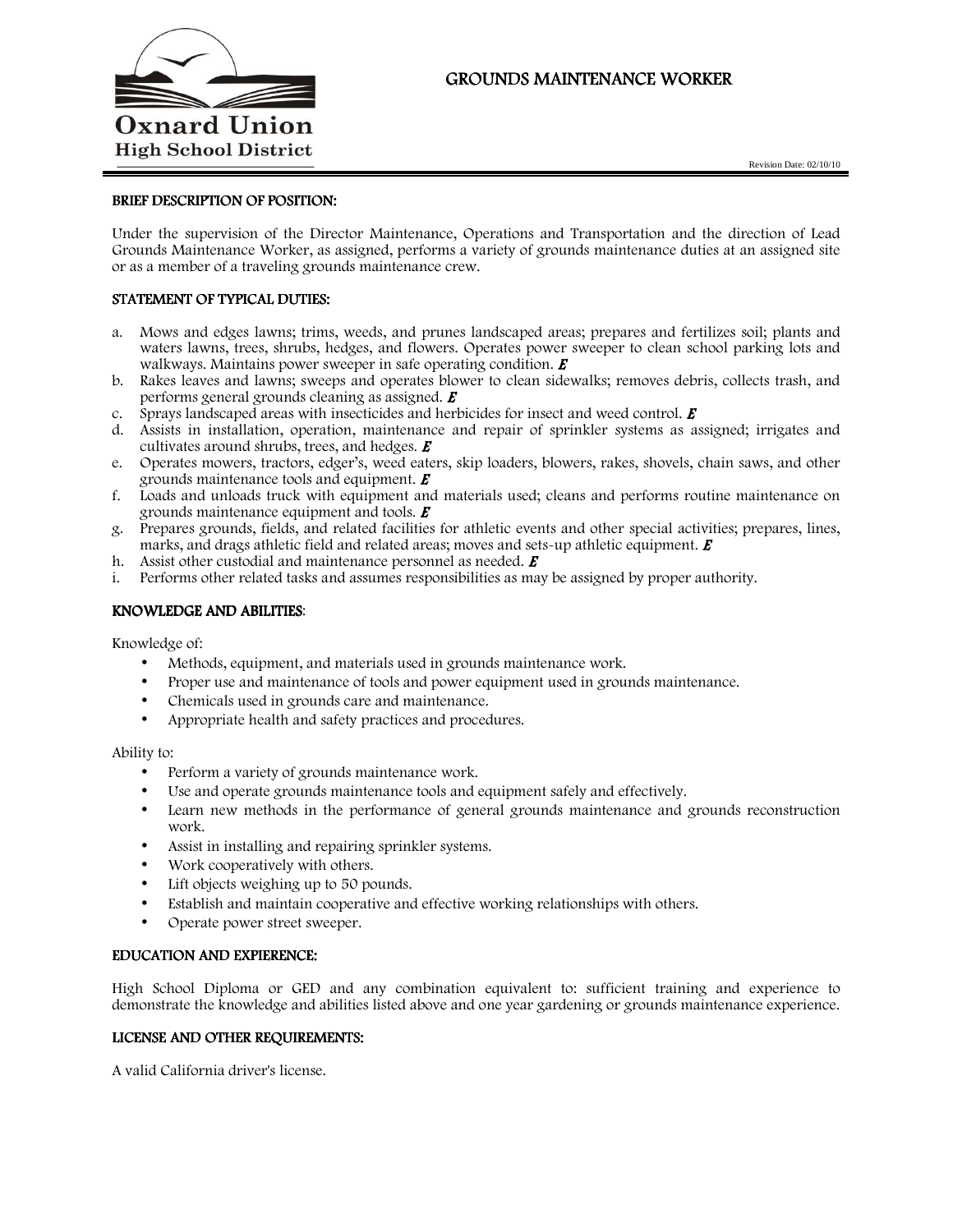Oxnard Union High School District

# GROUNDS MAINTENANCE WORKER

Revision Date: 02/10/10

## BRIEF DESCRIPTION OF POSITION:

Under the supervision of the Director Maintenance, Operations and Transportation and the direction of Lead Grounds Maintenance Worker, as assigned, performs a variety of grounds maintenance duties at an assigned site or as a member of a traveling grounds maintenance crew.

## STATEMENT OF TYPICAL DUTIES:

a. Mows and edges lawns; trims, weeds, and prunes landscaped areas; prepares and fertilizes soil; plants and waters lawns, trees, shrubs, hedges, and flowers. Operates power sweeper to clean school parking lots and walkways. Maintains power sweeper in safe operating condition. ***E***
b. Rakes leaves and lawns; sweeps and operates blower to clean sidewalks; removes debris, collects trash, and performs general grounds cleaning as assigned. ***E***
c. Sprays landscaped areas with insecticides and herbicides for insect and weed control. ***E***
d. Assists in installation, operation, maintenance and repair of sprinkler systems as assigned; irrigates and cultivates around shrubs, trees, and hedges. ***E***
e. Operates mowers, tractors, edger's, weed eaters, skip loaders, blowers, rakes, shovels, chain saws, and other grounds maintenance tools and equipment. ***E***
f. Loads and unloads truck with equipment and materials used; cleans and performs routine maintenance on grounds maintenance equipment and tools. ***E***
g. Prepares grounds, fields, and related facilities for athletic events and other special activities; prepares, lines, marks, and drags athletic field and related areas; moves and sets-up athletic equipment. ***E***
h. Assist other custodial and maintenance personnel as needed. ***E***
i. Performs other related tasks and assumes responsibilities as may be assigned by proper authority.

## KNOWLEDGE AND ABILITIES:

Knowledge of:

- Methods, equipment, and materials used in grounds maintenance work.
- Proper use and maintenance of tools and power equipment used in grounds maintenance.
- Chemicals used in grounds care and maintenance.
- Appropriate health and safety practices and procedures.

Ability to:

- Perform a variety of grounds maintenance work.
- Use and operate grounds maintenance tools and equipment safely and effectively.
- Learn new methods in the performance of general grounds maintenance and grounds reconstruction work.
- Assist in installing and repairing sprinkler systems.
- Work cooperatively with others.
- Lift objects weighing up to 50 pounds.
- Establish and maintain cooperative and effective working relationships with others.
- Operate power street sweeper.

## EDUCATION AND EXPIERENCE:

High School Diploma or GED and any combination equivalent to: sufficient training and experience to demonstrate the knowledge and abilities listed above and one year gardening or grounds maintenance experience.

## LICENSE AND OTHER REQUIREMENTS:

A valid California driver's license.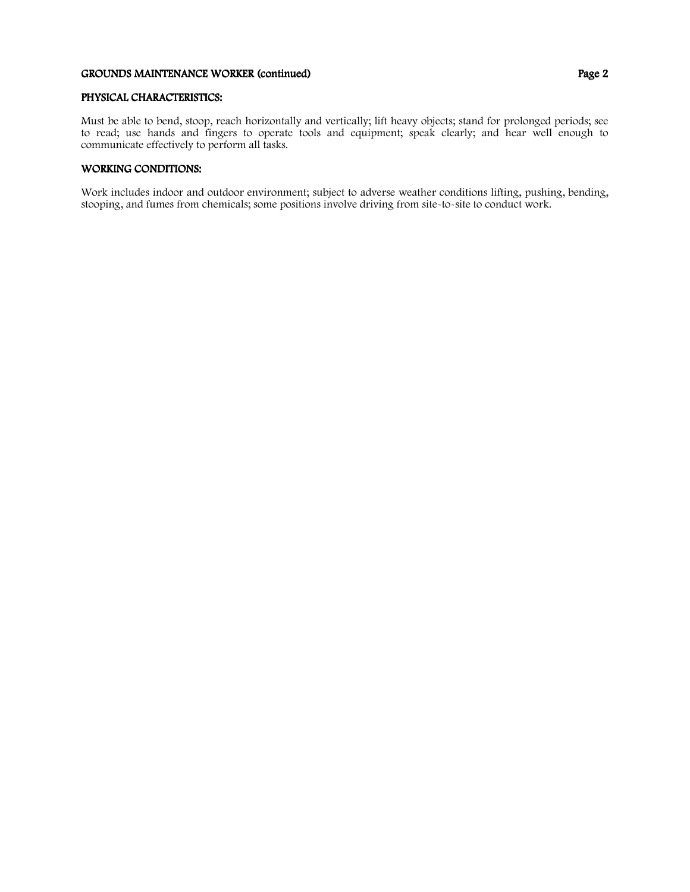## PHYSICAL CHARACTERISTICS:

Must be able to bend, stoop, reach horizontally and vertically; lift heavy objects; stand for prolonged periods; see to read; use hands and fingers to operate tools and equipment; speak clearly; and hear well enough to communicate effectively to perform all tasks.

## WORKING CONDITIONS:

Work includes indoor and outdoor environment; subject to adverse weather conditions lifting, pushing, bending, stooping, and fumes from chemicals; some positions involve driving from site-to-site to conduct work.